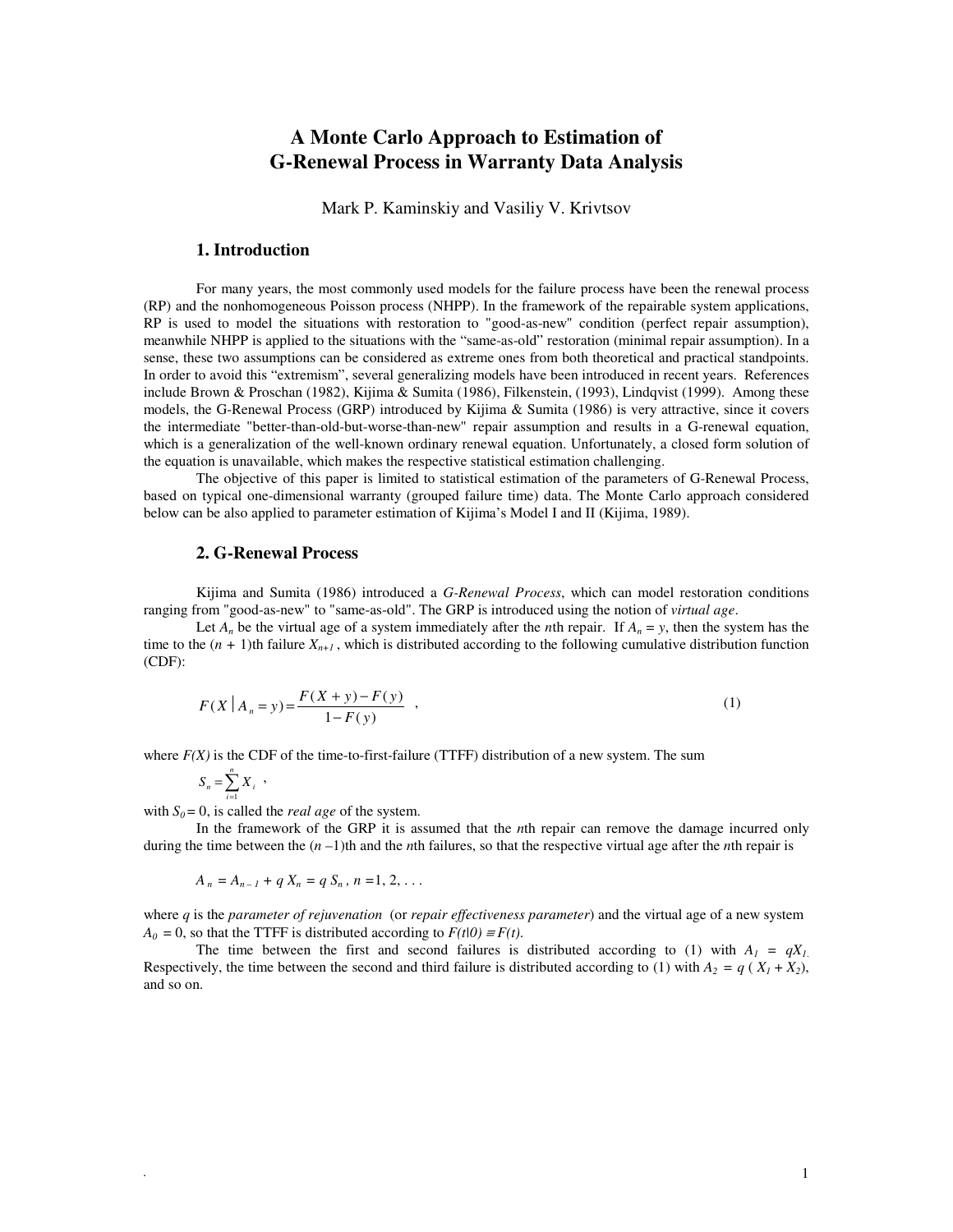# A Monte Carlo Approach to Estimation of G-Renewal Process in Warranty Data Analysis

Mark P. Kaminskiy and Vasiliy V. Krivtsov

## 1. Introduction

For many years, the most commonly used models for the failure process have been the renewal process (RP) and the nonhomogeneous Poisson process (NHPP). In the framework of the repairable system applications, RP is used to model the situations with restoration to "good-as-new" condition (perfect repair assumption), meanwhile NHPP is applied to the situations with the "same-as-old" restoration (minimal repair assumption). In a sense, these two assumptions can be considered as extreme ones from both theoretical and practical standpoints. In order to avoid this "extremism", several generalizing models have been introduced in recent years. References include Brown & Proschan (1982), Kijima & Sumita (1986), Filkenstein, (1993), Lindqvist (1999). Among these models, the G-Renewal Process (GRP) introduced by Kijima & Sumita (1986) is very attractive, since it covers the intermediate "better-than-old-but-worse-than-new" repair assumption and results in a G-renewal equation, which is a generalization of the well-known ordinary renewal equation. Unfortunately, a closed form solution of the equation is unavailable, which makes the respective statistical estimation challenging.

The objective of this paper is limited to statistical estimation of the parameters of G-Renewal Process, based on typical one-dimensional warranty (grouped failure time) data. The Monte Carlo approach considered below can be also applied to parameter estimation of Kijima's Model I and II (Kijima, 1989).

## 2. G-Renewal Process

Kijima and Sumita (1986) introduced a *G-Renewal Process*, which can model restoration conditions ranging from "good-as-new" to "same-as-old". The GRP is introduced using the notion of *virtual age*.

Let $A_n$ be the virtual age of a system immediately after the *n*th repair. If $A_n = y$, then the system has the time to the $(n + 1)$th failure $X_{n+1}$, which is distributed according to the following cumulative distribution function (CDF):

$$F(X \mid A_n = y) = \frac{F(X + y) - F(y)}{1 - F(y)} \quad , \tag{1}$$

where *F(X)* is the CDF of the time-to-first-failure (TTFF) distribution of a new system. The sum

$$S_n = \sum_{i=1}^{n} X_i \ ,$$

with $S_0 = 0$, is called the *real age* of the system.

In the framework of the GRP it is assumed that the *n*th repair can remove the damage incurred only during the time between the $(n-1)$th and the *n*th failures, so that the respective virtual age after the *n*th repair is

$$A_n = A_{n-1} + q X_n = q S_n, \ n = 1, 2, \ldots$$

where $q$ is the *parameter of rejuvenation* (or *repair effectiveness parameter*) and the virtual age of a new system $A_0 = 0$, so that the TTFF is distributed according to $F(t|0) \equiv F(t)$.

The time between the first and second failures is distributed according to (1) with $A_1 = qX_1$. Respectively, the time between the second and third failure is distributed according to (1) with $A_2 = q\,(X_1 + X_2)$, and so on.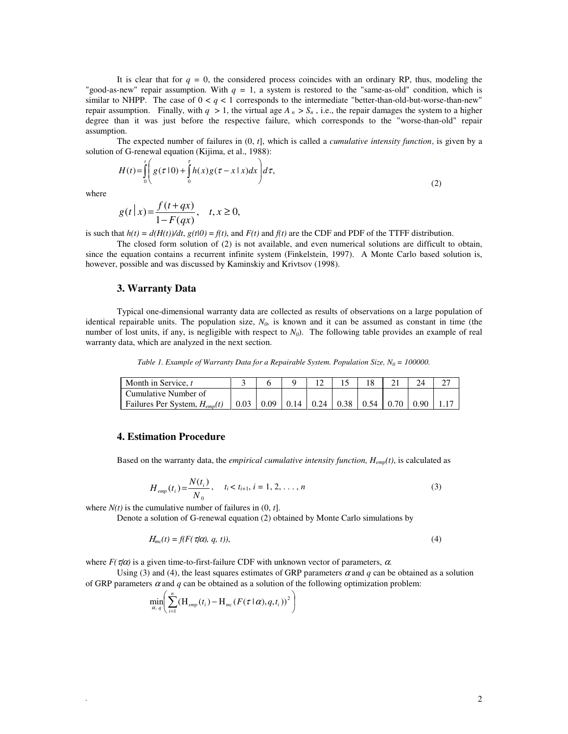It is clear that for $q = 0$, the considered process coincides with an ordinary RP, thus, modeling the "good-as-new" repair assumption. With $q = 1$, a system is restored to the "same-as-old" condition, which is similar to NHPP. The case of $0 < q < 1$ corresponds to the intermediate "better-than-old-but-worse-than-new" repair assumption. Finally, with $q > 1$, the virtual age $A_n > S_n$, i.e., the repair damages the system to a higher degree than it was just before the respective failure, which corresponds to the "worse-than-old" repair assumption.

The expected number of failures in (0, *t*], which is called a *cumulative intensity function*, is given by a solution of G-renewal equation (Kijima, et al., 1988):

$$H(t) = \int_0^t \left( g(\tau \mid 0) + \int_0^\tau h(x) g(\tau - x \mid x) dx \right) d\tau, \tag{2}$$

where

$$g(t \mid x) = \frac{f(t + qx)}{1 - F(qx)}, \quad t, x \geq 0,$$

is such that $h(t) = d(H(t))/dt$, $g(t|0) = f(t)$, and $F(t)$ and $f(t)$ are the CDF and PDF of the TTFF distribution.

The closed form solution of (2) is not available, and even numerical solutions are difficult to obtain, since the equation contains a recurrent infinite system (Finkelstein, 1997). A Monte Carlo based solution is, however, possible and was discussed by Kaminskiy and Krivtsov (1998).

## 3. Warranty Data

Typical one-dimensional warranty data are collected as results of observations on a large population of identical repairable units. The population size, $N_0$, is known and it can be assumed as constant in time (the number of lost units, if any, is negligible with respect to $N_0$). The following table provides an example of real warranty data, which are analyzed in the next section.

*Table 1. Example of Warranty Data for a Repairable System. Population Size, $N_0$ = 100000.*

| Month in Service, $t$ | 3 | 6 | 9 | 12 | 15 | 18 | 21 | 24 | 27 |
|---|---|---|---|---|---|---|---|---|---|
| Cumulative Number of Failures Per System, $H_{emp}(t)$ | 0.03 | 0.09 | 0.14 | 0.24 | 0.38 | 0.54 | 0.70 | 0.90 | 1.17 |

## 4. Estimation Procedure

Based on the warranty data, the *empirical cumulative intensity function, $H_{emp}(t)$*, is calculated as

$$H_{emp}(t_i) = \frac{N(t_i)}{N_0}, \quad t_i < t_{i+1},\ i = 1, 2, \ldots, n \tag{3}$$

where $N(t)$ is the cumulative number of failures in (0, *t*].

Denote a solution of G-renewal equation (2) obtained by Monte Carlo simulations by

$$H_{mc}(t) = f(F(\tau|\alpha), q, t)), \tag{4}$$

where $F(\tau|\alpha)$ is a given time-to-first-failure CDF with unknown vector of parameters, $\alpha$.

Using (3) and (4), the least squares estimates of GRP parameters $\alpha$ and $q$ can be obtained as a solution of GRP parameters $\alpha$ and $q$ can be obtained as a solution of the following optimization problem:

$$\min_{\alpha,\, q} \left( \sum_{i=1}^{n} (\mathrm{H}_{emp}(t_i) - \mathrm{H}_{mc}(F(\tau \mid \alpha), q, t_i))^2 \right)$$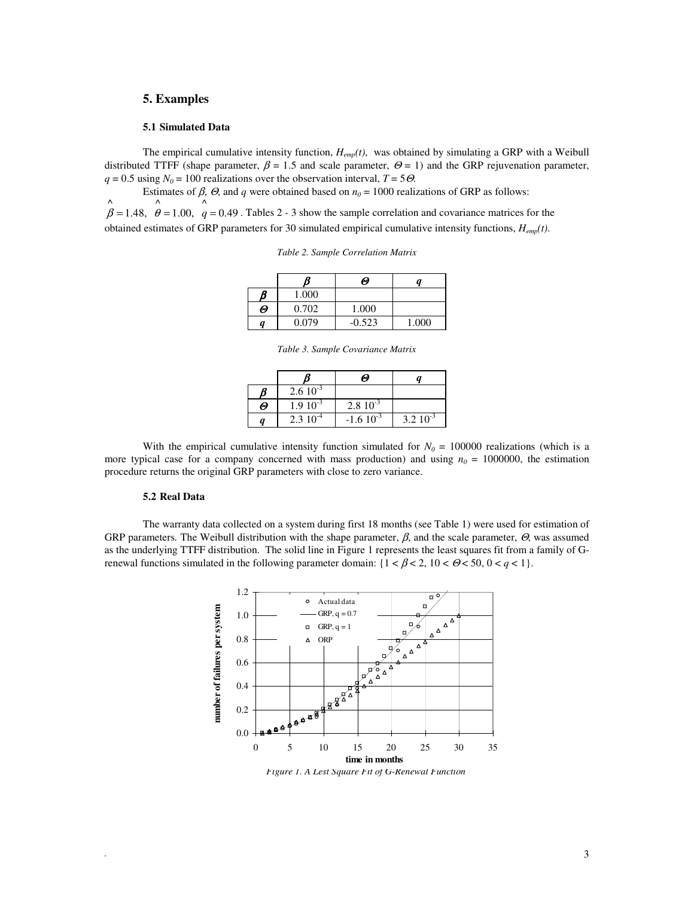## 5. Examples

### 5.1 Simulated Data

The empirical cumulative intensity function, $H_{emp}(t)$, was obtained by simulating a GRP with a Weibull distributed TTFF (shape parameter, $\beta = 1.5$ and scale parameter, $\Theta = 1$) and the GRP rejuvenation parameter, $q = 0.5$ using $N_0 = 100$ realizations over the observation interval, $T = 5\Theta$.

Estimates of $\beta$, $\Theta$, and $q$ were obtained based on $n_0 = 1000$ realizations of GRP as follows: $\hat{\beta} = 1.48$, $\hat{\theta} = 1.00$, $\hat{q} = 0.49$. Tables 2 - 3 show the sample correlation and covariance matrices for the obtained estimates of GRP parameters for 30 simulated empirical cumulative intensity functions, $H_{emp}(t)$.

*Table 2. Sample Correlation Matrix*

| | $\beta$ | $\Theta$ | $q$ |
|---|---|---|---|
| $\beta$ | 1.000 | | |
| $\Theta$ | 0.702 | 1.000 | |
| $q$ | 0.079 | -0.523 | 1.000 |

*Table 3. Sample Covariance Matrix*

| | $\beta$ | $\Theta$ | $q$ |
|---|---|---|---|
| $\beta$ | $2.6\ 10^{-3}$ | | |
| $\Theta$ | $1.9\ 10^{-3}$ | $2.8\ 10^{-3}$ | |
| $q$ | $2.3\ 10^{-4}$ | $-1.6\ 10^{-3}$ | $3.2\ 10^{-3}$ |

With the empirical cumulative intensity function simulated for $N_0 = 100000$ realizations (which is a more typical case for a company concerned with mass production) and using $n_0 = 1000000$, the estimation procedure returns the original GRP parameters with close to zero variance.

### 5.2 Real Data

The warranty data collected on a system during first 18 months (see Table 1) were used for estimation of GRP parameters. The Weibull distribution with the shape parameter, $\beta$, and the scale parameter, $\Theta$, was assumed as the underlying TTFF distribution. The solid line in Figure 1 represents the least squares fit from a family of G-renewal functions simulated in the following parameter domain: $\{1 < \beta < 2,\ 10 < \Theta < 50,\ 0 < q < 1\}$.

*Figure 1. A Lest Square Fit of G-Renewal Function*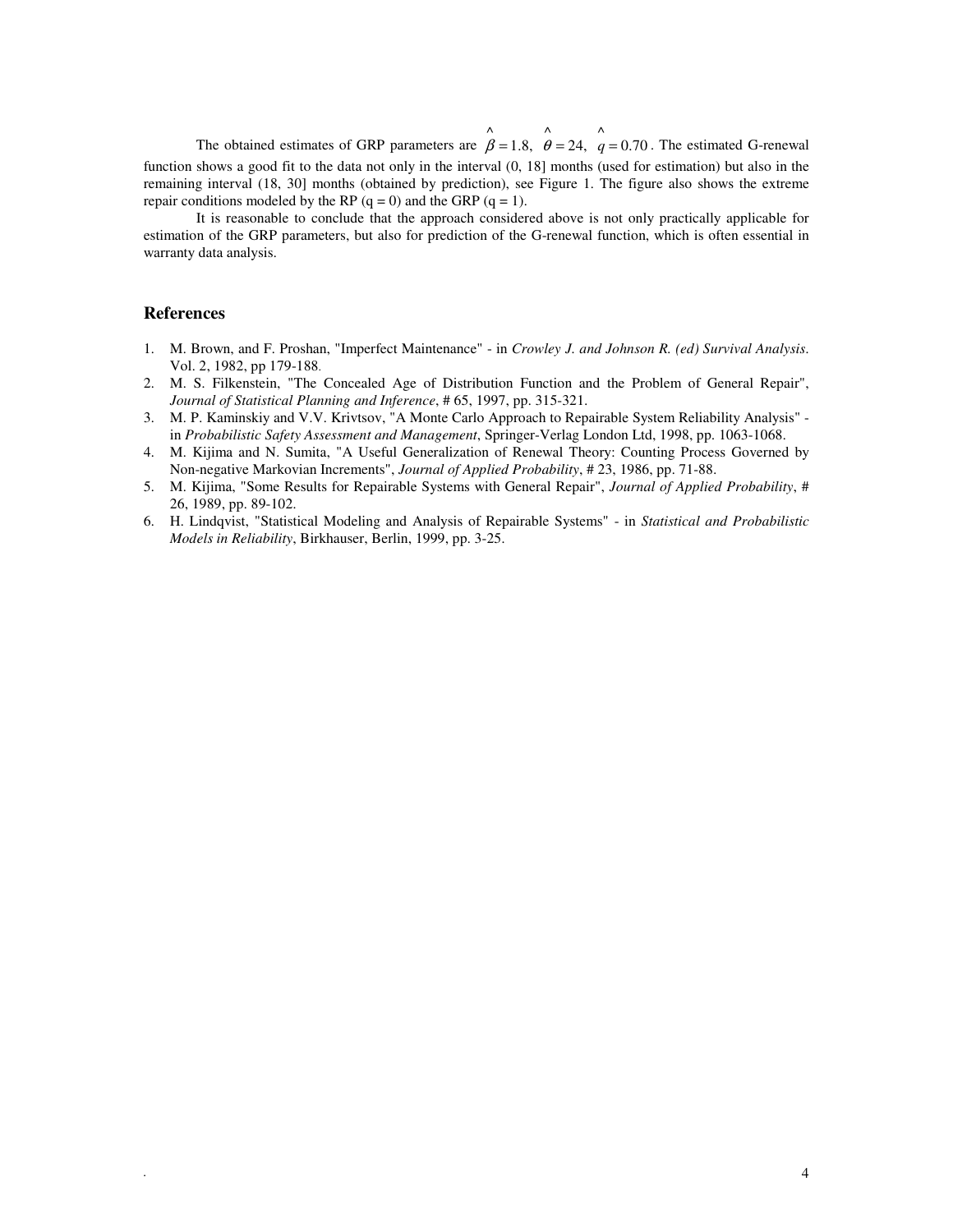The obtained estimates of GRP parameters are $\hat{\beta} = 1.8$, $\hat{\theta} = 24$, $\hat{q} = 0.70$. The estimated G-renewal function shows a good fit to the data not only in the interval (0, 18] months (used for estimation) but also in the remaining interval (18, 30] months (obtained by prediction), see Figure 1. The figure also shows the extreme repair conditions modeled by the RP ($q = 0$) and the GRP ($q = 1$).

It is reasonable to conclude that the approach considered above is not only practically applicable for estimation of the GRP parameters, but also for prediction of the G-renewal function, which is often essential in warranty data analysis.

## References

1. M. Brown, and F. Proshan, "Imperfect Maintenance" - in *Crowley J. and Johnson R. (ed) Survival Analysis*. Vol. 2, 1982, pp 179-188.
2. M. S. Filkenstein, "The Concealed Age of Distribution Function and the Problem of General Repair", *Journal of Statistical Planning and Inference*, # 65, 1997, pp. 315-321.
3. M. P. Kaminskiy and V.V. Krivtsov, "A Monte Carlo Approach to Repairable System Reliability Analysis" - in *Probabilistic Safety Assessment and Management*, Springer-Verlag London Ltd, 1998, pp. 1063-1068.
4. M. Kijima and N. Sumita, "A Useful Generalization of Renewal Theory: Counting Process Governed by Non-negative Markovian Increments", *Journal of Applied Probability*, # 23, 1986, pp. 71-88.
5. M. Kijima, "Some Results for Repairable Systems with General Repair", *Journal of Applied Probability*, # 26, 1989, pp. 89-102.
6. H. Lindqvist, "Statistical Modeling and Analysis of Repairable Systems" - in *Statistical and Probabilistic Models in Reliability*, Birkhauser, Berlin, 1999, pp. 3-25.